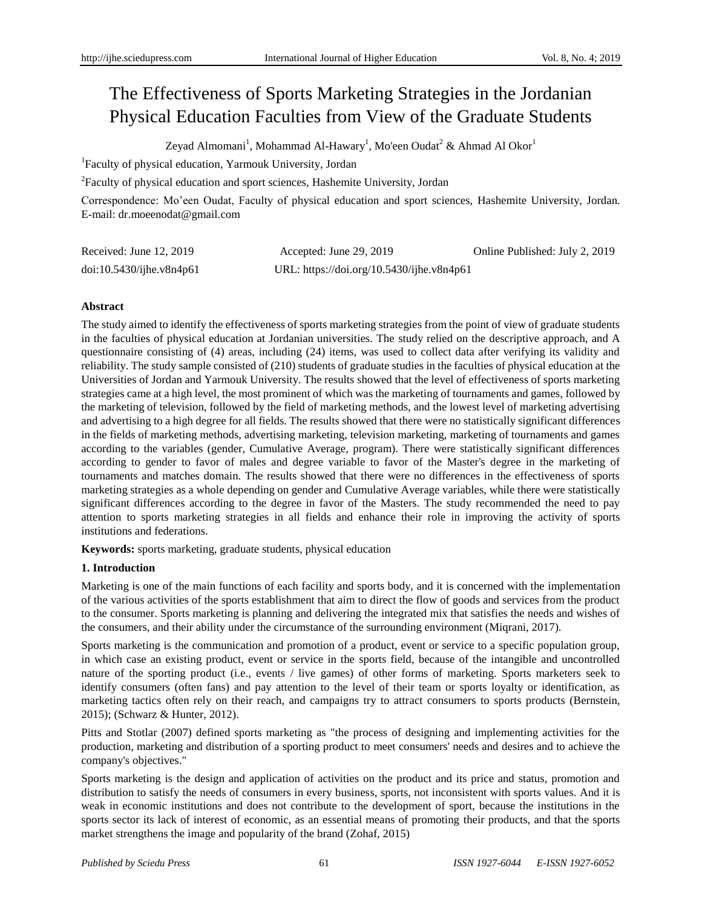# The Effectiveness of Sports Marketing Strategies in the Jordanian Physical Education Faculties from View of the Graduate Students

Zeyad Almomani[1], Mohammad Al-Hawary[1], Mo'een Oudat[2] & Ahmad Al Okor[1]

[1]Faculty of physical education, Yarmouk University, Jordan

[2]Faculty of physical education and sport sciences, Hashemite University, Jordan

Correspondence: Mo'een Oudat, Faculty of physical education and sport sciences, Hashemite University, Jordan. E-mail: dr.moeenodat@gmail.com

Received: June 12, 2019 Accepted: June 29, 2019 Online Published: July 2, 2019

doi:10.5430/ijhe.v8n4p61 URL: https://doi.org/10.5430/ijhe.v8n4p61

**Abstract**

The study aimed to identify the effectiveness of sports marketing strategies from the point of view of graduate students in the faculties of physical education at Jordanian universities. The study relied on the descriptive approach, and A questionnaire consisting of (4) areas, including (24) items, was used to collect data after verifying its validity and reliability. The study sample consisted of (210) students of graduate studies in the faculties of physical education at the Universities of Jordan and Yarmouk University. The results showed that the level of effectiveness of sports marketing strategies came at a high level, the most prominent of which was the marketing of tournaments and games, followed by the marketing of television, followed by the field of marketing methods, and the lowest level of marketing advertising and advertising to a high degree for all fields. The results showed that there were no statistically significant differences in the fields of marketing methods, advertising marketing, television marketing, marketing of tournaments and games according to the variables (gender, Cumulative Average, program). There were statistically significant differences according to gender to favor of males and degree variable to favor of the Master's degree in the marketing of tournaments and matches domain. The results showed that there were no differences in the effectiveness of sports marketing strategies as a whole depending on gender and Cumulative Average variables, while there were statistically significant differences according to the degree in favor of the Masters. The study recommended the need to pay attention to sports marketing strategies in all fields and enhance their role in improving the activity of sports institutions and federations.

**Keywords:** sports marketing, graduate students, physical education

## 1. Introduction

Marketing is one of the main functions of each facility and sports body, and it is concerned with the implementation of the various activities of the sports establishment that aim to direct the flow of goods and services from the product to the consumer. Sports marketing is planning and delivering the integrated mix that satisfies the needs and wishes of the consumers, and their ability under the circumstance of the surrounding environment (Miqrani, 2017).

Sports marketing is the communication and promotion of a product, event or service to a specific population group, in which case an existing product, event or service in the sports field, because of the intangible and uncontrolled nature of the sporting product (i.e., events / live games) of other forms of marketing. Sports marketers seek to identify consumers (often fans) and pay attention to the level of their team or sports loyalty or identification, as marketing tactics often rely on their reach, and campaigns try to attract consumers to sports products (Bernstein, 2015); (Schwarz & Hunter, 2012).

Pitts and Stotlar (2007) defined sports marketing as "the process of designing and implementing activities for the production, marketing and distribution of a sporting product to meet consumers' needs and desires and to achieve the company's objectives."

Sports marketing is the design and application of activities on the product and its price and status, promotion and distribution to satisfy the needs of consumers in every business, sports, not inconsistent with sports values. And it is weak in economic institutions and does not contribute to the development of sport, because the institutions in the sports sector its lack of interest of economic, as an essential means of promoting their products, and that the sports market strengthens the image and popularity of the brand (Zohaf, 2015)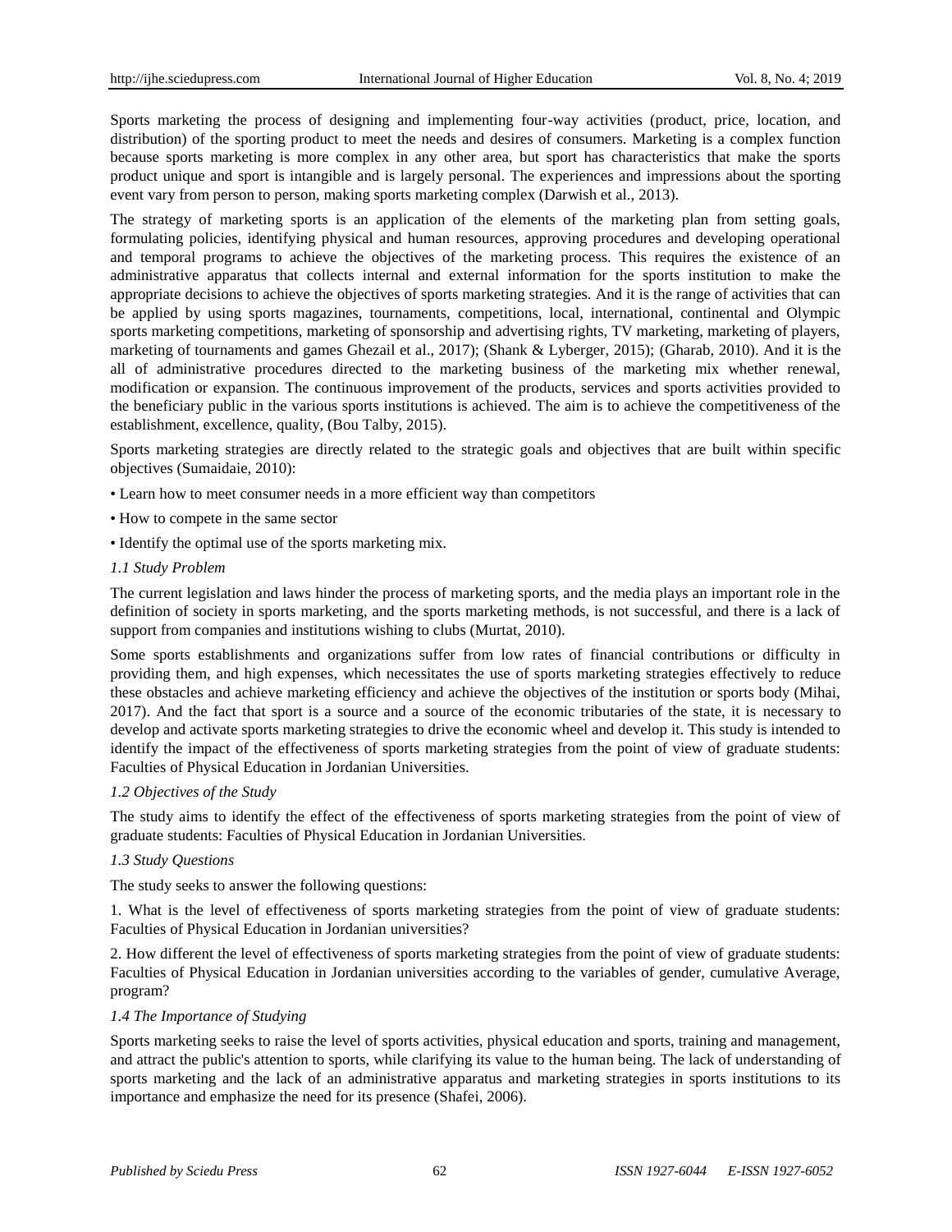Sports marketing the process of designing and implementing four-way activities (product, price, location, and distribution) of the sporting product to meet the needs and desires of consumers. Marketing is a complex function because sports marketing is more complex in any other area, but sport has characteristics that make the sports product unique and sport is intangible and is largely personal. The experiences and impressions about the sporting event vary from person to person, making sports marketing complex (Darwish et al., 2013).

The strategy of marketing sports is an application of the elements of the marketing plan from setting goals, formulating policies, identifying physical and human resources, approving procedures and developing operational and temporal programs to achieve the objectives of the marketing process. This requires the existence of an administrative apparatus that collects internal and external information for the sports institution to make the appropriate decisions to achieve the objectives of sports marketing strategies. And it is the range of activities that can be applied by using sports magazines, tournaments, competitions, local, international, continental and Olympic sports marketing competitions, marketing of sponsorship and advertising rights, TV marketing, marketing of players, marketing of tournaments and games Ghezail et al., 2017); (Shank & Lyberger, 2015); (Gharab, 2010). And it is the all of administrative procedures directed to the marketing business of the marketing mix whether renewal, modification or expansion. The continuous improvement of the products, services and sports activities provided to the beneficiary public in the various sports institutions is achieved. The aim is to achieve the competitiveness of the establishment, excellence, quality, (Bou Talby, 2015).

Sports marketing strategies are directly related to the strategic goals and objectives that are built within specific objectives (Sumaidaie, 2010):

- Learn how to meet consumer needs in a more efficient way than competitors
- How to compete in the same sector
- Identify the optimal use of the sports marketing mix.

### *1.1 Study Problem*

The current legislation and laws hinder the process of marketing sports, and the media plays an important role in the definition of society in sports marketing, and the sports marketing methods, is not successful, and there is a lack of support from companies and institutions wishing to clubs (Murtat, 2010).

Some sports establishments and organizations suffer from low rates of financial contributions or difficulty in providing them, and high expenses, which necessitates the use of sports marketing strategies effectively to reduce these obstacles and achieve marketing efficiency and achieve the objectives of the institution or sports body (Mihai, 2017). And the fact that sport is a source and a source of the economic tributaries of the state, it is necessary to develop and activate sports marketing strategies to drive the economic wheel and develop it. This study is intended to identify the impact of the effectiveness of sports marketing strategies from the point of view of graduate students: Faculties of Physical Education in Jordanian Universities.

### *1.2 Objectives of the Study*

The study aims to identify the effect of the effectiveness of sports marketing strategies from the point of view of graduate students: Faculties of Physical Education in Jordanian Universities.

### *1.3 Study Questions*

The study seeks to answer the following questions:

1. What is the level of effectiveness of sports marketing strategies from the point of view of graduate students: Faculties of Physical Education in Jordanian universities?

2. How different the level of effectiveness of sports marketing strategies from the point of view of graduate students: Faculties of Physical Education in Jordanian universities according to the variables of gender, cumulative Average, program?

### *1.4 The Importance of Studying*

Sports marketing seeks to raise the level of sports activities, physical education and sports, training and management, and attract the public's attention to sports, while clarifying its value to the human being. The lack of understanding of sports marketing and the lack of an administrative apparatus and marketing strategies in sports institutions to its importance and emphasize the need for its presence (Shafei, 2006).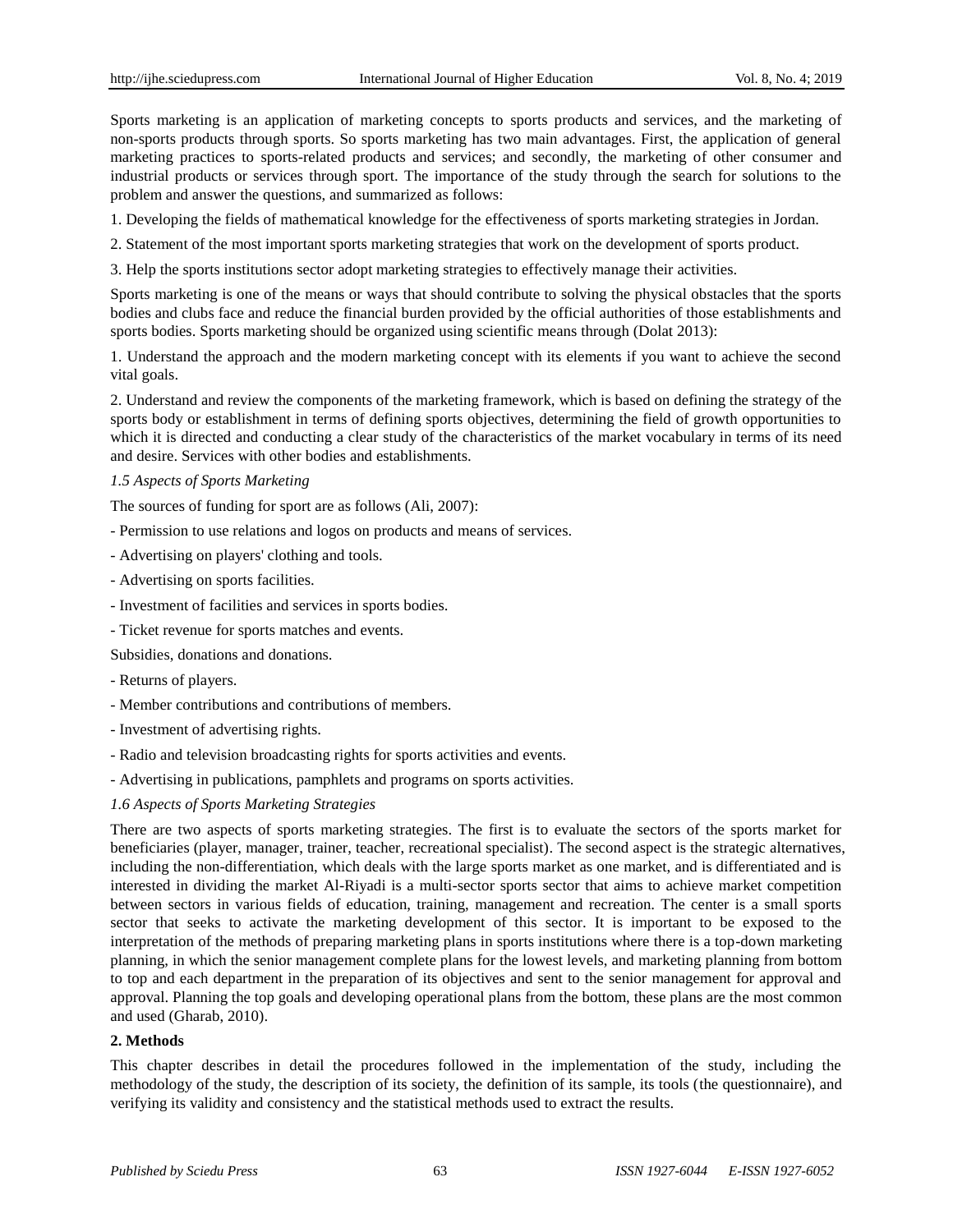Sports marketing is an application of marketing concepts to sports products and services, and the marketing of non-sports products through sports. So sports marketing has two main advantages. First, the application of general marketing practices to sports-related products and services; and secondly, the marketing of other consumer and industrial products or services through sport. The importance of the study through the search for solutions to the problem and answer the questions, and summarized as follows:

1. Developing the fields of mathematical knowledge for the effectiveness of sports marketing strategies in Jordan.

2. Statement of the most important sports marketing strategies that work on the development of sports product.

3. Help the sports institutions sector adopt marketing strategies to effectively manage their activities.

Sports marketing is one of the means or ways that should contribute to solving the physical obstacles that the sports bodies and clubs face and reduce the financial burden provided by the official authorities of those establishments and sports bodies. Sports marketing should be organized using scientific means through (Dolat 2013):

1. Understand the approach and the modern marketing concept with its elements if you want to achieve the second vital goals.

2. Understand and review the components of the marketing framework, which is based on defining the strategy of the sports body or establishment in terms of defining sports objectives, determining the field of growth opportunities to which it is directed and conducting a clear study of the characteristics of the market vocabulary in terms of its need and desire. Services with other bodies and establishments.

*1.5 Aspects of Sports Marketing*

The sources of funding for sport are as follows (Ali, 2007):

- Permission to use relations and logos on products and means of services.
- Advertising on players' clothing and tools.
- Advertising on sports facilities.
- Investment of facilities and services in sports bodies.
- Ticket revenue for sports matches and events.

Subsidies, donations and donations.

- Returns of players.
- Member contributions and contributions of members.
- Investment of advertising rights.
- Radio and television broadcasting rights for sports activities and events.
- Advertising in publications, pamphlets and programs on sports activities.

*1.6 Aspects of Sports Marketing Strategies*

There are two aspects of sports marketing strategies. The first is to evaluate the sectors of the sports market for beneficiaries (player, manager, trainer, teacher, recreational specialist). The second aspect is the strategic alternatives, including the non-differentiation, which deals with the large sports market as one market, and is differentiated and is interested in dividing the market Al-Riyadi is a multi-sector sports sector that aims to achieve market competition between sectors in various fields of education, training, management and recreation. The center is a small sports sector that seeks to activate the marketing development of this sector. It is important to be exposed to the interpretation of the methods of preparing marketing plans in sports institutions where there is a top-down marketing planning, in which the senior management complete plans for the lowest levels, and marketing planning from bottom to top and each department in the preparation of its objectives and sent to the senior management for approval and approval. Planning the top goals and developing operational plans from the bottom, these plans are the most common and used (Gharab, 2010).

## 2. Methods

This chapter describes in detail the procedures followed in the implementation of the study, including the methodology of the study, the description of its society, the definition of its sample, its tools (the questionnaire), and verifying its validity and consistency and the statistical methods used to extract the results.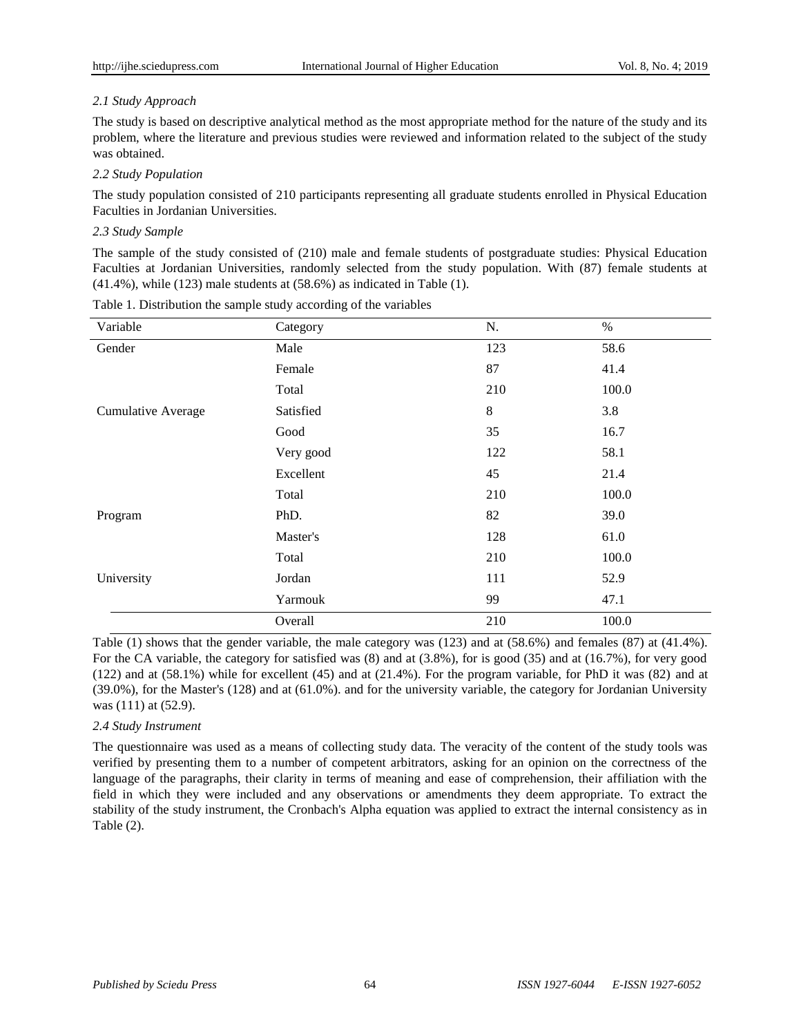### 2.1 Study Approach

The study is based on descriptive analytical method as the most appropriate method for the nature of the study and its problem, where the literature and previous studies were reviewed and information related to the subject of the study was obtained.

### 2.2 Study Population

The study population consisted of 210 participants representing all graduate students enrolled in Physical Education Faculties in Jordanian Universities.

### 2.3 Study Sample

The sample of the study consisted of (210) male and female students of postgraduate studies: Physical Education Faculties at Jordanian Universities, randomly selected from the study population. With (87) female students at (41.4%), while (123) male students at (58.6%) as indicated in Table (1).

Table 1. Distribution the sample study according of the variables

| Variable | Category | N. | % |
|---|---|---|---|
| Gender | Male | 123 | 58.6 |
| | Female | 87 | 41.4 |
| | Total | 210 | 100.0 |
| Cumulative Average | Satisfied | 8 | 3.8 |
| | Good | 35 | 16.7 |
| | Very good | 122 | 58.1 |
| | Excellent | 45 | 21.4 |
| | Total | 210 | 100.0 |
| Program | PhD. | 82 | 39.0 |
| | Master's | 128 | 61.0 |
| | Total | 210 | 100.0 |
| University | Jordan | 111 | 52.9 |
| | Yarmouk | 99 | 47.1 |
| | Overall | 210 | 100.0 |

Table (1) shows that the gender variable, the male category was (123) and at (58.6%) and females (87) at (41.4%). For the CA variable, the category for satisfied was (8) and at (3.8%), for is good (35) and at (16.7%), for very good (122) and at (58.1%) while for excellent (45) and at (21.4%). For the program variable, for PhD it was (82) and at (39.0%), for the Master's (128) and at (61.0%). and for the university variable, the category for Jordanian University was (111) at (52.9).

### 2.4 Study Instrument

The questionnaire was used as a means of collecting study data. The veracity of the content of the study tools was verified by presenting them to a number of competent arbitrators, asking for an opinion on the correctness of the language of the paragraphs, their clarity in terms of meaning and ease of comprehension, their affiliation with the field in which they were included and any observations or amendments they deem appropriate. To extract the stability of the study instrument, the Cronbach's Alpha equation was applied to extract the internal consistency as in Table (2).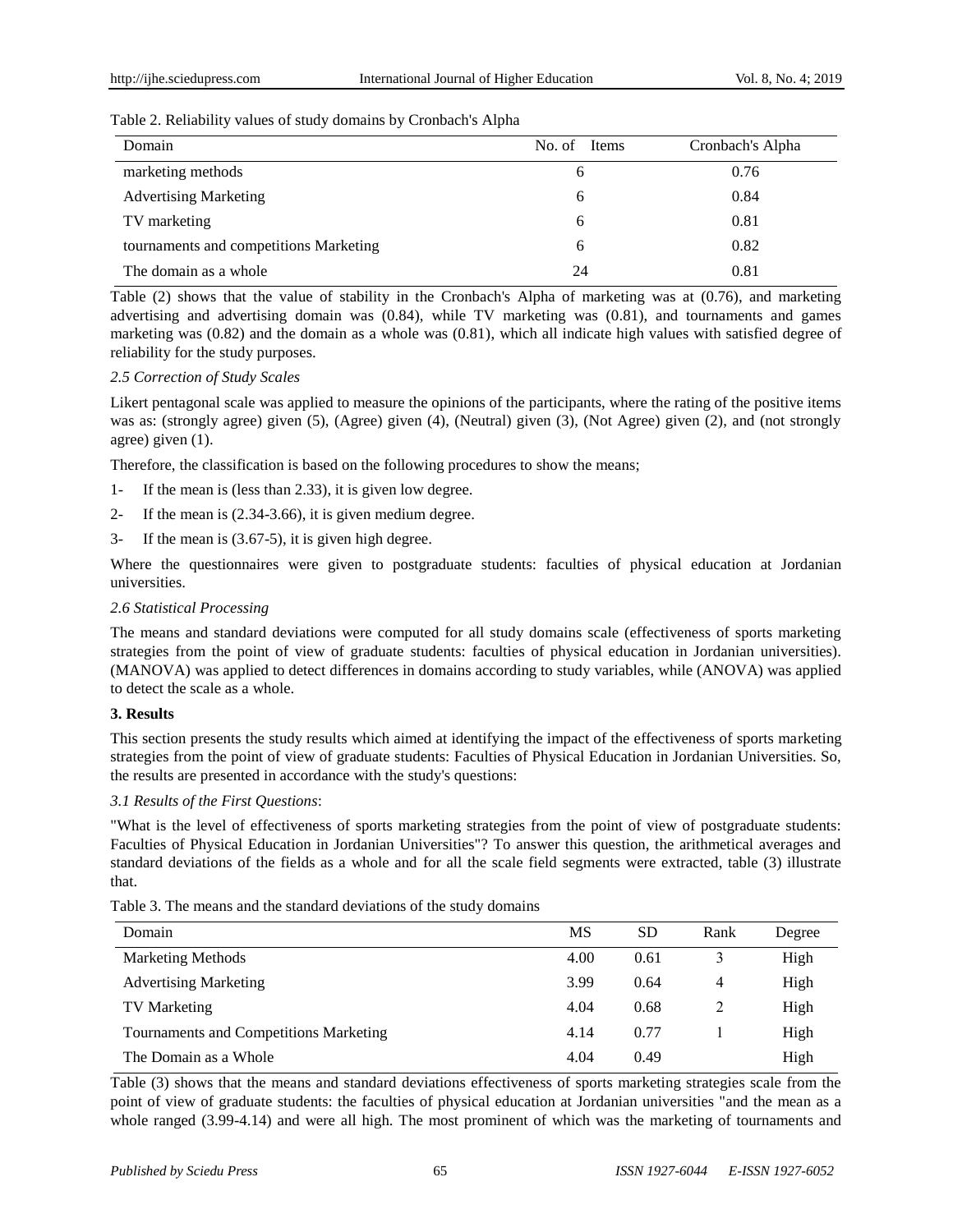Table 2. Reliability values of study domains by Cronbach's Alpha

| Domain | No. of Items | Cronbach's Alpha |
|---|---|---|
| marketing methods | 6 | 0.76 |
| Advertising Marketing | 6 | 0.84 |
| TV marketing | 6 | 0.81 |
| tournaments and competitions Marketing | 6 | 0.82 |
| The domain as a whole | 24 | 0.81 |

Table (2) shows that the value of stability in the Cronbach's Alpha of marketing was at (0.76), and marketing advertising and advertising domain was (0.84), while TV marketing was (0.81), and tournaments and games marketing was (0.82) and the domain as a whole was (0.81), which all indicate high values with satisfied degree of reliability for the study purposes.

### *2.5 Correction of Study Scales*

Likert pentagonal scale was applied to measure the opinions of the participants, where the rating of the positive items was as: (strongly agree) given (5), (Agree) given (4), (Neutral) given (3), (Not Agree) given (2), and (not strongly agree) given (1).

Therefore, the classification is based on the following procedures to show the means;

1- If the mean is (less than 2.33), it is given low degree.

2- If the mean is (2.34-3.66), it is given medium degree.

3- If the mean is (3.67-5), it is given high degree.

Where the questionnaires were given to postgraduate students: faculties of physical education at Jordanian universities.

### *2.6 Statistical Processing*

The means and standard deviations were computed for all study domains scale (effectiveness of sports marketing strategies from the point of view of graduate students: faculties of physical education in Jordanian universities). (MANOVA) was applied to detect differences in domains according to study variables, while (ANOVA) was applied to detect the scale as a whole.

## **3. Results**

This section presents the study results which aimed at identifying the impact of the effectiveness of sports marketing strategies from the point of view of graduate students: Faculties of Physical Education in Jordanian Universities. So, the results are presented in accordance with the study's questions:

### *3.1 Results of the First Questions*:

"What is the level of effectiveness of sports marketing strategies from the point of view of postgraduate students: Faculties of Physical Education in Jordanian Universities"? To answer this question, the arithmetical averages and standard deviations of the fields as a whole and for all the scale field segments were extracted, table (3) illustrate that.

Table 3. The means and the standard deviations of the study domains

| Domain | MS | SD | Rank | Degree |
|---|---|---|---|---|
| Marketing Methods | 4.00 | 0.61 | 3 | High |
| Advertising Marketing | 3.99 | 0.64 | 4 | High |
| TV Marketing | 4.04 | 0.68 | 2 | High |
| Tournaments and Competitions Marketing | 4.14 | 0.77 | 1 | High |
| The Domain as a Whole | 4.04 | 0.49 | | High |

Table (3) shows that the means and standard deviations effectiveness of sports marketing strategies scale from the point of view of graduate students: the faculties of physical education at Jordanian universities "and the mean as a whole ranged (3.99-4.14) and were all high. The most prominent of which was the marketing of tournaments and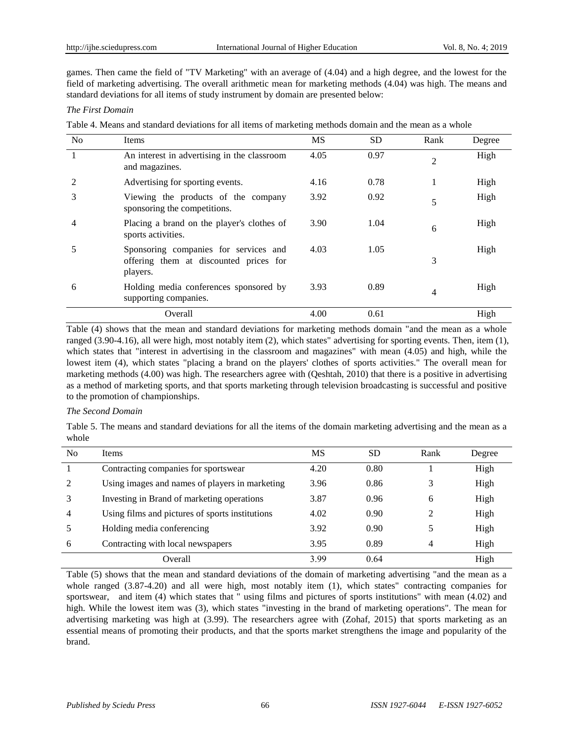games. Then came the field of "TV Marketing" with an average of (4.04) and a high degree, and the lowest for the field of marketing advertising. The overall arithmetic mean for marketing methods (4.04) was high. The means and standard deviations for all items of study instrument by domain are presented below:

*The First Domain*

Table 4. Means and standard deviations for all items of marketing methods domain and the mean as a whole

| No | Items | MS | SD | Rank | Degree |
|---|---|---|---|---|---|
| 1 | An interest in advertising in the classroom and magazines. | 4.05 | 0.97 | 2 | High |
| 2 | Advertising for sporting events. | 4.16 | 0.78 | 1 | High |
| 3 | Viewing the products of the company sponsoring the competitions. | 3.92 | 0.92 | 5 | High |
| 4 | Placing a brand on the player's clothes of sports activities. | 3.90 | 1.04 | 6 | High |
| 5 | Sponsoring companies for services and offering them at discounted prices for players. | 4.03 | 1.05 | 3 | High |
| 6 | Holding media conferences sponsored by supporting companies. | 3.93 | 0.89 | 4 | High |
| | Overall | 4.00 | 0.61 | | High |

Table (4) shows that the mean and standard deviations for marketing methods domain "and the mean as a whole ranged (3.90-4.16), all were high, most notably item (2), which states" advertising for sporting events. Then, item (1), which states that "interest in advertising in the classroom and magazines" with mean (4.05) and high, while the lowest item (4), which states "placing a brand on the players' clothes of sports activities." The overall mean for marketing methods (4.00) was high. The researchers agree with (Qeshtah, 2010) that there is a positive in advertising as a method of marketing sports, and that sports marketing through television broadcasting is successful and positive to the promotion of championships.

*The Second Domain*

Table 5. The means and standard deviations for all the items of the domain marketing advertising and the mean as a whole

| No | Items | MS | SD | Rank | Degree |
|---|---|---|---|---|---|
| 1 | Contracting companies for sportswear | 4.20 | 0.80 | 1 | High |
| 2 | Using images and names of players in marketing | 3.96 | 0.86 | 3 | High |
| 3 | Investing in Brand of marketing operations | 3.87 | 0.96 | 6 | High |
| 4 | Using films and pictures of sports institutions | 4.02 | 0.90 | 2 | High |
| 5 | Holding media conferencing | 3.92 | 0.90 | 5 | High |
| 6 | Contracting with local newspapers | 3.95 | 0.89 | 4 | High |
| | Overall | 3.99 | 0.64 | | High |

Table (5) shows that the mean and standard deviations of the domain of marketing advertising "and the mean as a whole ranged (3.87-4.20) and all were high, most notably item (1), which states" contracting companies for sportswear, and item (4) which states that " using films and pictures of sports institutions" with mean (4.02) and high. While the lowest item was (3), which states "investing in the brand of marketing operations". The mean for advertising marketing was high at (3.99). The researchers agree with (Zohaf, 2015) that sports marketing as an essential means of promoting their products, and that the sports market strengthens the image and popularity of the brand.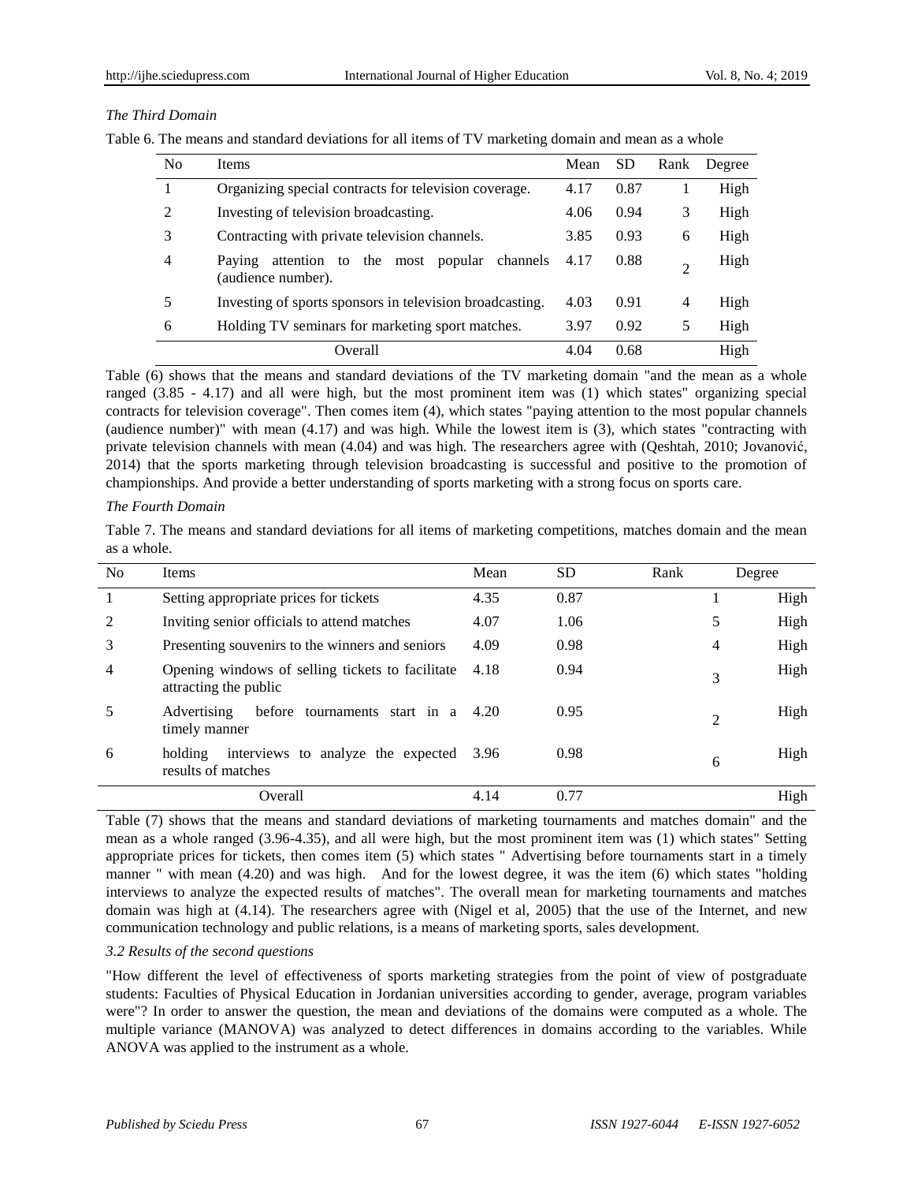*The Third Domain*

Table 6. The means and standard deviations for all items of TV marketing domain and mean as a whole

| No | Items | Mean | SD | Rank | Degree |
|---|---|---|---|---|---|
| 1 | Organizing special contracts for television coverage. | 4.17 | 0.87 | 1 | High |
| 2 | Investing of television broadcasting. | 4.06 | 0.94 | 3 | High |
| 3 | Contracting with private television channels. | 3.85 | 0.93 | 6 | High |
| 4 | Paying attention to the most popular channels (audience number). | 4.17 | 0.88 | 2 | High |
| 5 | Investing of sports sponsors in television broadcasting. | 4.03 | 0.91 | 4 | High |
| 6 | Holding TV seminars for marketing sport matches. | 3.97 | 0.92 | 5 | High |
| | Overall | 4.04 | 0.68 | | High |

Table (6) shows that the means and standard deviations of the TV marketing domain "and the mean as a whole ranged (3.85 - 4.17) and all were high, but the most prominent item was (1) which states" organizing special contracts for television coverage". Then comes item (4), which states "paying attention to the most popular channels (audience number)" with mean (4.17) and was high. While the lowest item is (3), which states "contracting with private television channels with mean (4.04) and was high. The researchers agree with (Qeshtah, 2010; Jovanović, 2014) that the sports marketing through television broadcasting is successful and positive to the promotion of championships. And provide a better understanding of sports marketing with a strong focus on sports care.

*The Fourth Domain*

Table 7. The means and standard deviations for all items of marketing competitions, matches domain and the mean as a whole.

| No | Items | Mean | SD | Rank | Degree |
|---|---|---|---|---|---|
| 1 | Setting appropriate prices for tickets | 4.35 | 0.87 | 1 | High |
| 2 | Inviting senior officials to attend matches | 4.07 | 1.06 | 5 | High |
| 3 | Presenting souvenirs to the winners and seniors | 4.09 | 0.98 | 4 | High |
| 4 | Opening windows of selling tickets to facilitate attracting the public | 4.18 | 0.94 | 3 | High |
| 5 | Advertising before tournaments start in a timely manner | 4.20 | 0.95 | 2 | High |
| 6 | holding interviews to analyze the expected results of matches | 3.96 | 0.98 | 6 | High |
| | Overall | 4.14 | 0.77 | | High |

Table (7) shows that the means and standard deviations of marketing tournaments and matches domain" and the mean as a whole ranged (3.96-4.35), and all were high, but the most prominent item was (1) which states" Setting appropriate prices for tickets, then comes item (5) which states " Advertising before tournaments start in a timely manner " with mean (4.20) and was high. And for the lowest degree, it was the item (6) which states "holding interviews to analyze the expected results of matches". The overall mean for marketing tournaments and matches domain was high at (4.14). The researchers agree with (Nigel et al, 2005) that the use of the Internet, and new communication technology and public relations, is a means of marketing sports, sales development.

*3.2 Results of the second questions*

"How different the level of effectiveness of sports marketing strategies from the point of view of postgraduate students: Faculties of Physical Education in Jordanian universities according to gender, average, program variables were"? In order to answer the question, the mean and deviations of the domains were computed as a whole. The multiple variance (MANOVA) was analyzed to detect differences in domains according to the variables. While ANOVA was applied to the instrument as a whole.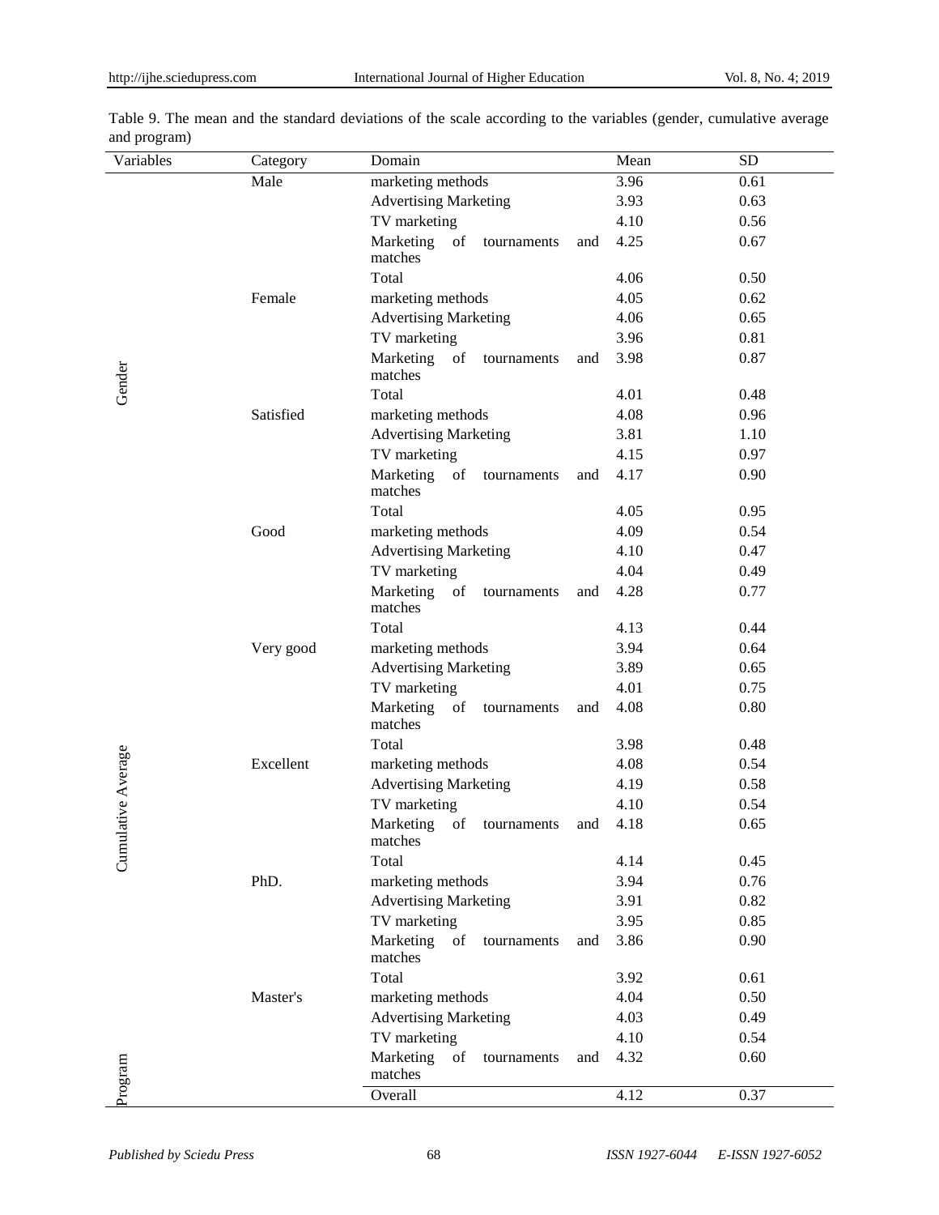Table 9. The mean and the standard deviations of the scale according to the variables (gender, cumulative average and program)

| Variables | Category | Domain | Mean | SD |
|---|---|---|---|---|
| Gender | Male | marketing methods | 3.96 | 0.61 |
| | | Advertising Marketing | 3.93 | 0.63 |
| | | TV marketing | 4.10 | 0.56 |
| | | Marketing of tournaments and matches | 4.25 | 0.67 |
| | | Total | 4.06 | 0.50 |
| | Female | marketing methods | 4.05 | 0.62 |
| | | Advertising Marketing | 4.06 | 0.65 |
| | | TV marketing | 3.96 | 0.81 |
| | | Marketing of tournaments and matches | 3.98 | 0.87 |
| | | Total | 4.01 | 0.48 |
| Cumulative Average | Satisfied | marketing methods | 4.08 | 0.96 |
| | | Advertising Marketing | 3.81 | 1.10 |
| | | TV marketing | 4.15 | 0.97 |
| | | Marketing of tournaments and matches | 4.17 | 0.90 |
| | | Total | 4.05 | 0.95 |
| | Good | marketing methods | 4.09 | 0.54 |
| | | Advertising Marketing | 4.10 | 0.47 |
| | | TV marketing | 4.04 | 0.49 |
| | | Marketing of tournaments and matches | 4.28 | 0.77 |
| | | Total | 4.13 | 0.44 |
| | Very good | marketing methods | 3.94 | 0.64 |
| | | Advertising Marketing | 3.89 | 0.65 |
| | | TV marketing | 4.01 | 0.75 |
| | | Marketing of tournaments and matches | 4.08 | 0.80 |
| | | Total | 3.98 | 0.48 |
| | Excellent | marketing methods | 4.08 | 0.54 |
| | | Advertising Marketing | 4.19 | 0.58 |
| | | TV marketing | 4.10 | 0.54 |
| | | Marketing of tournaments and matches | 4.18 | 0.65 |
| | | Total | 4.14 | 0.45 |
| Program | PhD. | marketing methods | 3.94 | 0.76 |
| | | Advertising Marketing | 3.91 | 0.82 |
| | | TV marketing | 3.95 | 0.85 |
| | | Marketing of tournaments and matches | 3.86 | 0.90 |
| | | Total | 3.92 | 0.61 |
| | Master's | marketing methods | 4.04 | 0.50 |
| | | Advertising Marketing | 4.03 | 0.49 |
| | | TV marketing | 4.10 | 0.54 |
| | | Marketing of tournaments and matches | 4.32 | 0.60 |
| | | Overall | 4.12 | 0.37 |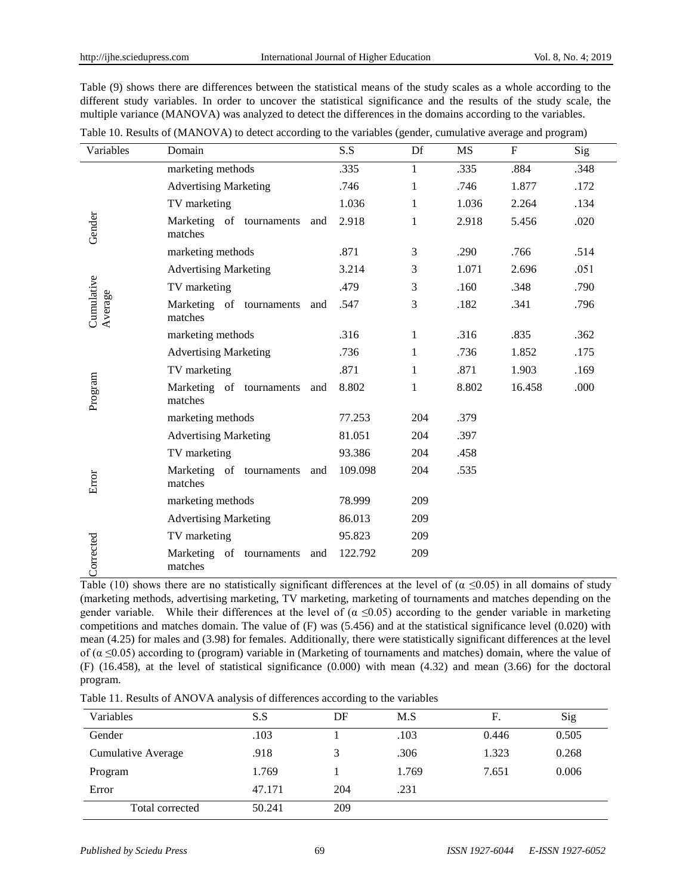Table (9) shows there are differences between the statistical means of the study scales as a whole according to the different study variables. In order to uncover the statistical significance and the results of the study scale, the multiple variance (MANOVA) was analyzed to detect the differences in the domains according to the variables.

Table 10. Results of (MANOVA) to detect according to the variables (gender, cumulative average and program)

| Variables | Domain | S.S | Df | MS | F | Sig |
|---|---|---|---|---|---|---|
| Gender | marketing methods | .335 | 1 | .335 | .884 | .348 |
| | Advertising Marketing | .746 | 1 | .746 | 1.877 | .172 |
| | TV marketing | 1.036 | 1 | 1.036 | 2.264 | .134 |
| | Marketing of tournaments and matches | 2.918 | 1 | 2.918 | 5.456 | .020 |
| Cumulative Average | marketing methods | .871 | 3 | .290 | .766 | .514 |
| | Advertising Marketing | 3.214 | 3 | 1.071 | 2.696 | .051 |
| | TV marketing | .479 | 3 | .160 | .348 | .790 |
| | Marketing of tournaments and matches | .547 | 3 | .182 | .341 | .796 |
| Program | marketing methods | .316 | 1 | .316 | .835 | .362 |
| | Advertising Marketing | .736 | 1 | .736 | 1.852 | .175 |
| | TV marketing | .871 | 1 | .871 | 1.903 | .169 |
| | Marketing of tournaments and matches | 8.802 | 1 | 8.802 | 16.458 | .000 |
| Error | marketing methods | 77.253 | 204 | .379 | | |
| | Advertising Marketing | 81.051 | 204 | .397 | | |
| | TV marketing | 93.386 | 204 | .458 | | |
| | Marketing of tournaments and matches | 109.098 | 204 | .535 | | |
| Corrected | marketing methods | 78.999 | 209 | | | |
| | Advertising Marketing | 86.013 | 209 | | | |
| | TV marketing | 95.823 | 209 | | | |
| | Marketing of tournaments and matches | 122.792 | 209 | | | |

Table (10) shows there are no statistically significant differences at the level of ($\alpha \leq 0.05$) in all domains of study (marketing methods, advertising marketing, TV marketing, marketing of tournaments and matches depending on the gender variable. While their differences at the level of ($\alpha \leq 0.05$) according to the gender variable in marketing competitions and matches domain. The value of (F) was (5.456) and at the statistical significance level (0.020) with mean (4.25) for males and (3.98) for females. Additionally, there were statistically significant differences at the level of ($\alpha \leq 0.05$) according to (program) variable in (Marketing of tournaments and matches) domain, where the value of (F) (16.458), at the level of statistical significance (0.000) with mean (4.32) and mean (3.66) for the doctoral program.

Table 11. Results of ANOVA analysis of differences according to the variables

| Variables | S.S | DF | M.S | F. | Sig |
|---|---|---|---|---|---|
| Gender | .103 | 1 | .103 | 0.446 | 0.505 |
| Cumulative Average | .918 | 3 | .306 | 1.323 | 0.268 |
| Program | 1.769 | 1 | 1.769 | 7.651 | 0.006 |
| Error | 47.171 | 204 | .231 | | |
| Total corrected | 50.241 | 209 | | | |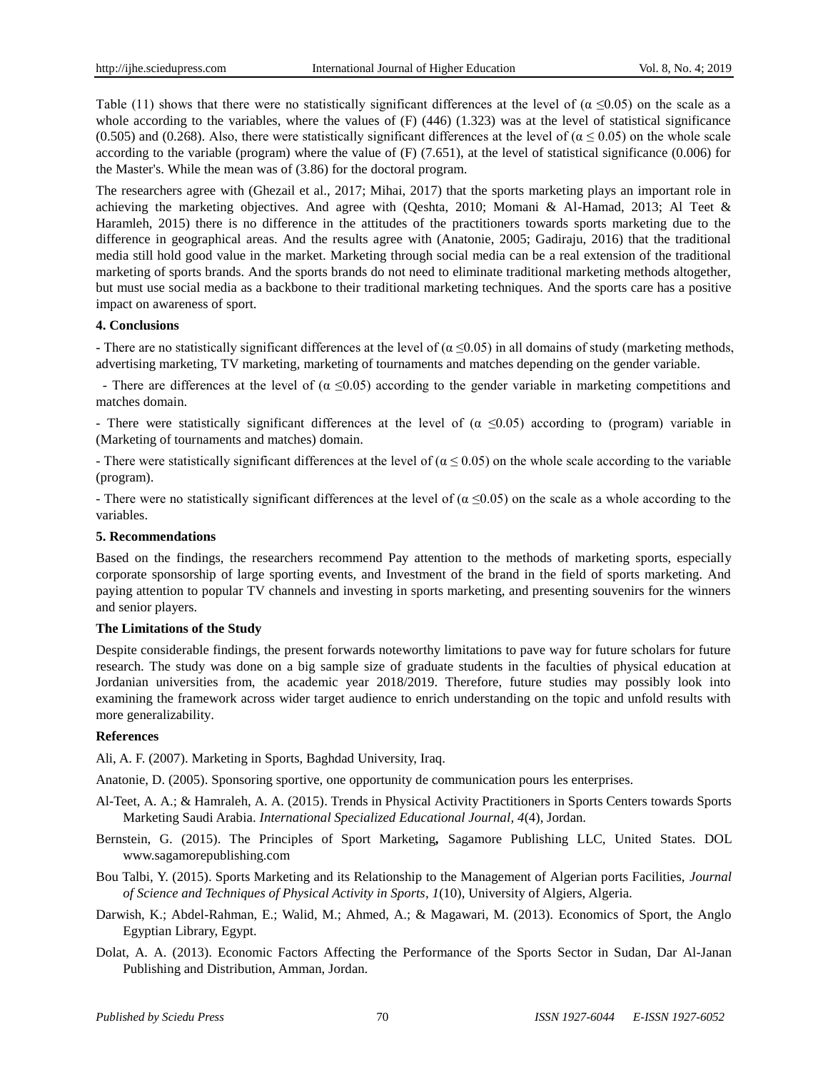Table (11) shows that there were no statistically significant differences at the level of ($\alpha \leq 0.05$) on the scale as a whole according to the variables, where the values of (F) (446) (1.323) was at the level of statistical significance (0.505) and (0.268). Also, there were statistically significant differences at the level of ($\alpha \leq 0.05$) on the whole scale according to the variable (program) where the value of (F) (7.651), at the level of statistical significance (0.006) for the Master's. While the mean was of (3.86) for the doctoral program.

The researchers agree with (Ghezail et al., 2017; Mihai, 2017) that the sports marketing plays an important role in achieving the marketing objectives. And agree with (Qeshta, 2010; Momani & Al-Hamad, 2013; Al Teet & Haramleh, 2015) there is no difference in the attitudes of the practitioners towards sports marketing due to the difference in geographical areas. And the results agree with (Anatonie, 2005; Gadiraju, 2016) that the traditional media still hold good value in the market. Marketing through social media can be a real extension of the traditional marketing of sports brands. And the sports brands do not need to eliminate traditional marketing methods altogether, but must use social media as a backbone to their traditional marketing techniques. And the sports care has a positive impact on awareness of sport.

**4. Conclusions**

- There are no statistically significant differences at the level of ($\alpha \leq 0.05$) in all domains of study (marketing methods, advertising marketing, TV marketing, marketing of tournaments and matches depending on the gender variable.

- There are differences at the level of ($\alpha \leq 0.05$) according to the gender variable in marketing competitions and matches domain.

- There were statistically significant differences at the level of ($\alpha \leq 0.05$) according to (program) variable in (Marketing of tournaments and matches) domain.

- There were statistically significant differences at the level of ($\alpha \leq 0.05$) on the whole scale according to the variable (program).

- There were no statistically significant differences at the level of ($\alpha \leq 0.05$) on the scale as a whole according to the variables.

**5. Recommendations**

Based on the findings, the researchers recommend Pay attention to the methods of marketing sports, especially corporate sponsorship of large sporting events, and Investment of the brand in the field of sports marketing. And paying attention to popular TV channels and investing in sports marketing, and presenting souvenirs for the winners and senior players.

**The Limitations of the Study**

Despite considerable findings, the present forwards noteworthy limitations to pave way for future scholars for future research. The study was done on a big sample size of graduate students in the faculties of physical education at Jordanian universities from, the academic year 2018/2019. Therefore, future studies may possibly look into examining the framework across wider target audience to enrich understanding on the topic and unfold results with more generalizability.

**References**

Ali, A. F. (2007). Marketing in Sports, Baghdad University, Iraq.

Anatonie, D. (2005). Sponsoring sportive, one opportunity de communication pours les enterprises.

Al-Teet, A. A.; & Hamraleh, A. A. (2015). Trends in Physical Activity Practitioners in Sports Centers towards Sports Marketing Saudi Arabia. *International Specialized Educational Journal, 4*(4), Jordan.

Bernstein, G. (2015). The Principles of Sport Marketing**,** Sagamore Publishing LLC, United States. DOL www.sagamorepublishing.com

Bou Talbi, Y. (2015). Sports Marketing and its Relationship to the Management of Algerian ports Facilities, *Journal of Science and Techniques of Physical Activity in Sports, 1*(10), University of Algiers, Algeria.

Darwish, K.; Abdel-Rahman, E.; Walid, M.; Ahmed, A.; & Magawari, M. (2013). Economics of Sport, the Anglo Egyptian Library, Egypt.

Dolat, A. A. (2013). Economic Factors Affecting the Performance of the Sports Sector in Sudan, Dar Al-Janan Publishing and Distribution, Amman, Jordan.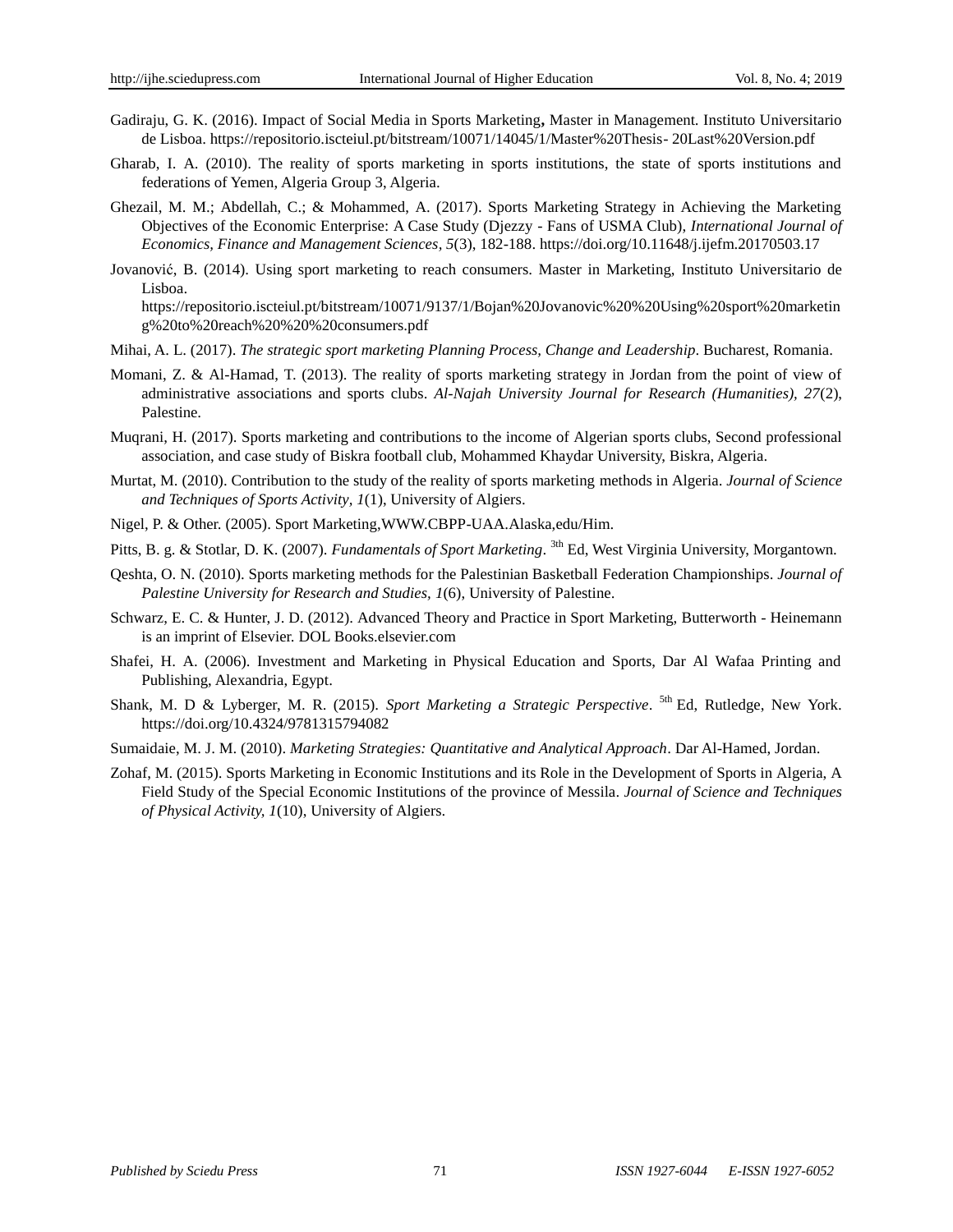Gadiraju, G. K. (2016). Impact of Social Media in Sports Marketing**,** Master in Management. Instituto Universitario de Lisboa. https://repositorio.iscteiul.pt/bitstream/10071/14045/1/Master%20Thesis- 20Last%20Version.pdf

Gharab, I. A. (2010). The reality of sports marketing in sports institutions, the state of sports institutions and federations of Yemen, Algeria Group 3, Algeria.

Ghezail, M. M.; Abdellah, C.; & Mohammed, A. (2017). Sports Marketing Strategy in Achieving the Marketing Objectives of the Economic Enterprise: A Case Study (Djezzy - Fans of USMA Club), *International Journal of Economics, Finance and Management Sciences*, *5*(3), 182-188. https://doi.org/10.11648/j.ijefm.20170503.17

Jovanović, B. (2014). Using sport marketing to reach consumers. Master in Marketing, Instituto Universitario de Lisboa. https://repositorio.iscteiul.pt/bitstream/10071/9137/1/Bojan%20Jovanovic%20%20Using%20sport%20marketing%20to%20reach%20%20%20consumers.pdf

Mihai, A. L. (2017). *The strategic sport marketing Planning Process, Change and Leadership*. Bucharest, Romania.

Momani, Z. & Al-Hamad, T. (2013). The reality of sports marketing strategy in Jordan from the point of view of administrative associations and sports clubs. *Al-Najah University Journal for Research (Humanities), 27*(2), Palestine.

Muqrani, H. (2017). Sports marketing and contributions to the income of Algerian sports clubs, Second professional association, and case study of Biskra football club, Mohammed Khaydar University, Biskra, Algeria.

Murtat, M. (2010). Contribution to the study of the reality of sports marketing methods in Algeria. *Journal of Science and Techniques of Sports Activity, 1*(1), University of Algiers.

Nigel, P. & Other. (2005). Sport Marketing,WWW.CBPP-UAA.Alaska,edu/Him.

Pitts, B. g. & Stotlar, D. K. (2007). *Fundamentals of Sport Marketing*. 3th Ed, West Virginia University, Morgantown.

Qeshta, O. N. (2010). Sports marketing methods for the Palestinian Basketball Federation Championships. *Journal of Palestine University for Research and Studies, 1*(6), University of Palestine.

Schwarz, E. C. & Hunter, J. D. (2012). Advanced Theory and Practice in Sport Marketing, Butterworth - Heinemann is an imprint of Elsevier. DOL Books.elsevier.com

Shafei, H. A. (2006). Investment and Marketing in Physical Education and Sports, Dar Al Wafaa Printing and Publishing, Alexandria, Egypt.

Shank, M. D & Lyberger, M. R. (2015). *Sport Marketing a Strategic Perspective*. 5th Ed, Rutledge, New York. https://doi.org/10.4324/9781315794082

Sumaidaie, M. J. M. (2010). *Marketing Strategies: Quantitative and Analytical Approach*. Dar Al-Hamed, Jordan.

Zohaf, M. (2015). Sports Marketing in Economic Institutions and its Role in the Development of Sports in Algeria, A Field Study of the Special Economic Institutions of the province of Messila. *Journal of Science and Techniques of Physical Activity, 1*(10), University of Algiers.